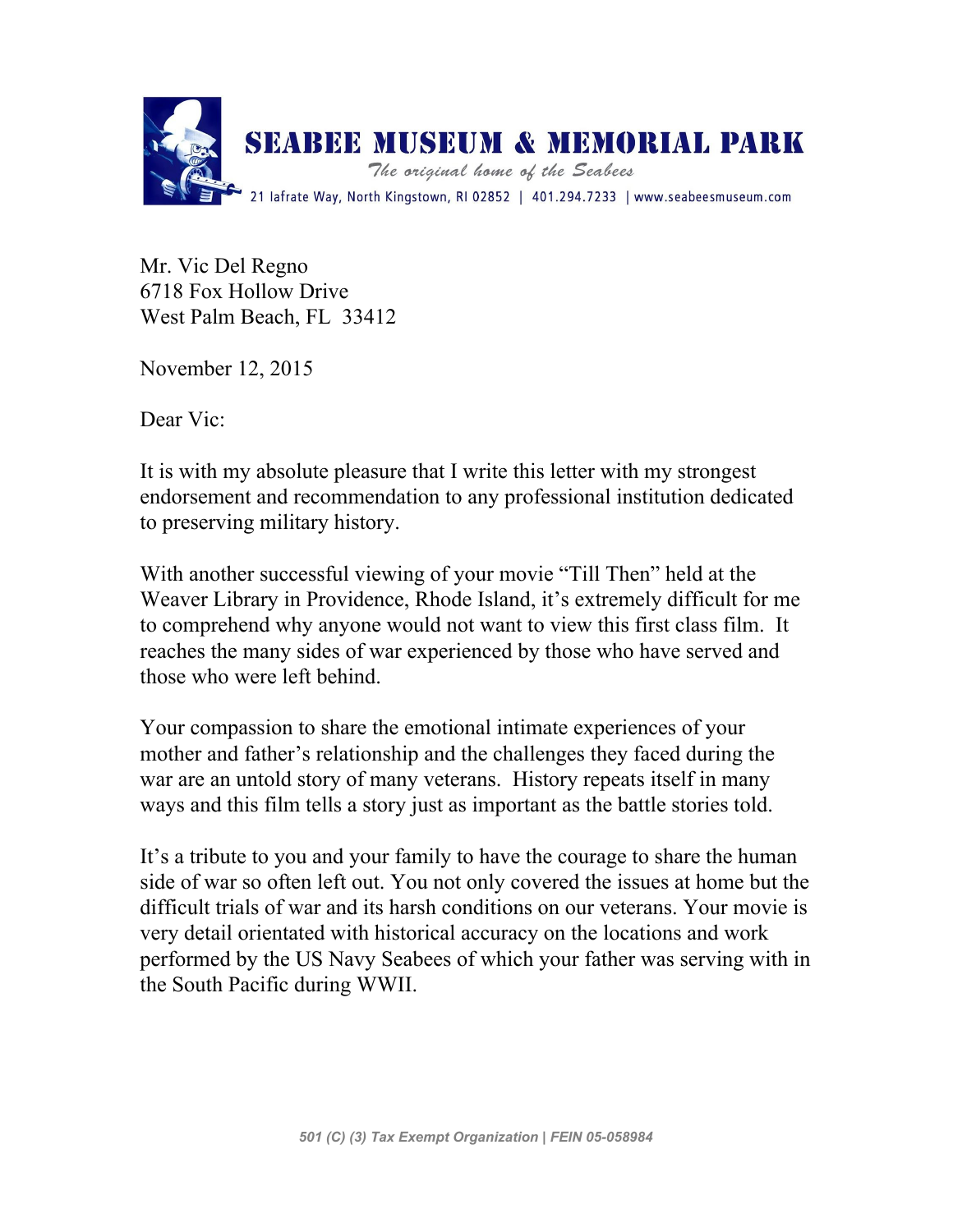# SEABEE MUSEUM & MEMORIAL PARK

*The original home of the Seabees*

21 Iafrate Way, North Kingstown, RI 02852 | 401.294.7233 | www.seabeesmuseum.com

Mr. Vic Del Regno
6718 Fox Hollow Drive
West Palm Beach, FL 33412

November 12, 2015

Dear Vic:

It is with my absolute pleasure that I write this letter with my strongest endorsement and recommendation to any professional institution dedicated to preserving military history.

With another successful viewing of your movie "Till Then" held at the Weaver Library in Providence, Rhode Island, it's extremely difficult for me to comprehend why anyone would not want to view this first class film. It reaches the many sides of war experienced by those who have served and those who were left behind.

Your compassion to share the emotional intimate experiences of your mother and father's relationship and the challenges they faced during the war are an untold story of many veterans. History repeats itself in many ways and this film tells a story just as important as the battle stories told.

It's a tribute to you and your family to have the courage to share the human side of war so often left out. You not only covered the issues at home but the difficult trials of war and its harsh conditions on our veterans. Your movie is very detail orientated with historical accuracy on the locations and work performed by the US Navy Seabees of which your father was serving with in the South Pacific during WWII.

*501 (C) (3) Tax Exempt Organization | FEIN 05-058984*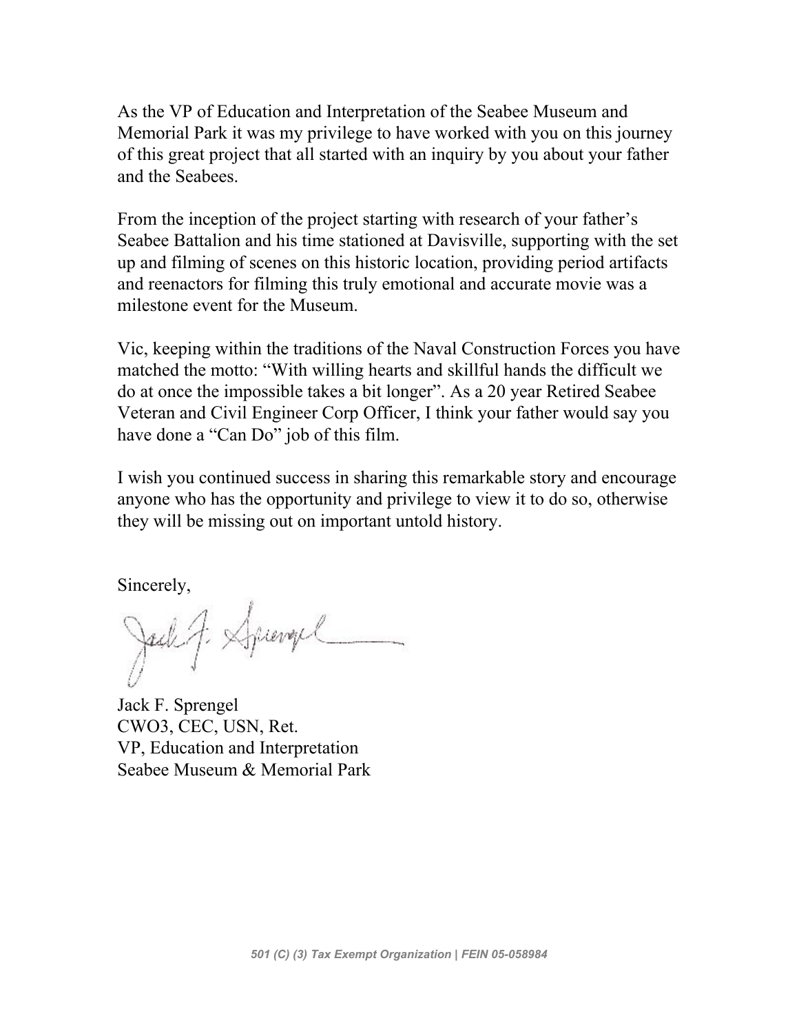As the VP of Education and Interpretation of the Seabee Museum and Memorial Park it was my privilege to have worked with you on this journey of this great project that all started with an inquiry by you about your father and the Seabees.

From the inception of the project starting with research of your father's Seabee Battalion and his time stationed at Davisville, supporting with the set up and filming of scenes on this historic location, providing period artifacts and reenactors for filming this truly emotional and accurate movie was a milestone event for the Museum.

Vic, keeping within the traditions of the Naval Construction Forces you have matched the motto: "With willing hearts and skillful hands the difficult we do at once the impossible takes a bit longer". As a 20 year Retired Seabee Veteran and Civil Engineer Corp Officer, I think your father would say you have done a "Can Do" job of this film.

I wish you continued success in sharing this remarkable story and encourage anyone who has the opportunity and privilege to view it to do so, otherwise they will be missing out on important untold history.

Sincerely,

Jack F. Sprengel
CWO3, CEC, USN, Ret.
VP, Education and Interpretation
Seabee Museum & Memorial Park

*501 (C) (3) Tax Exempt Organization | FEIN 05-058984*